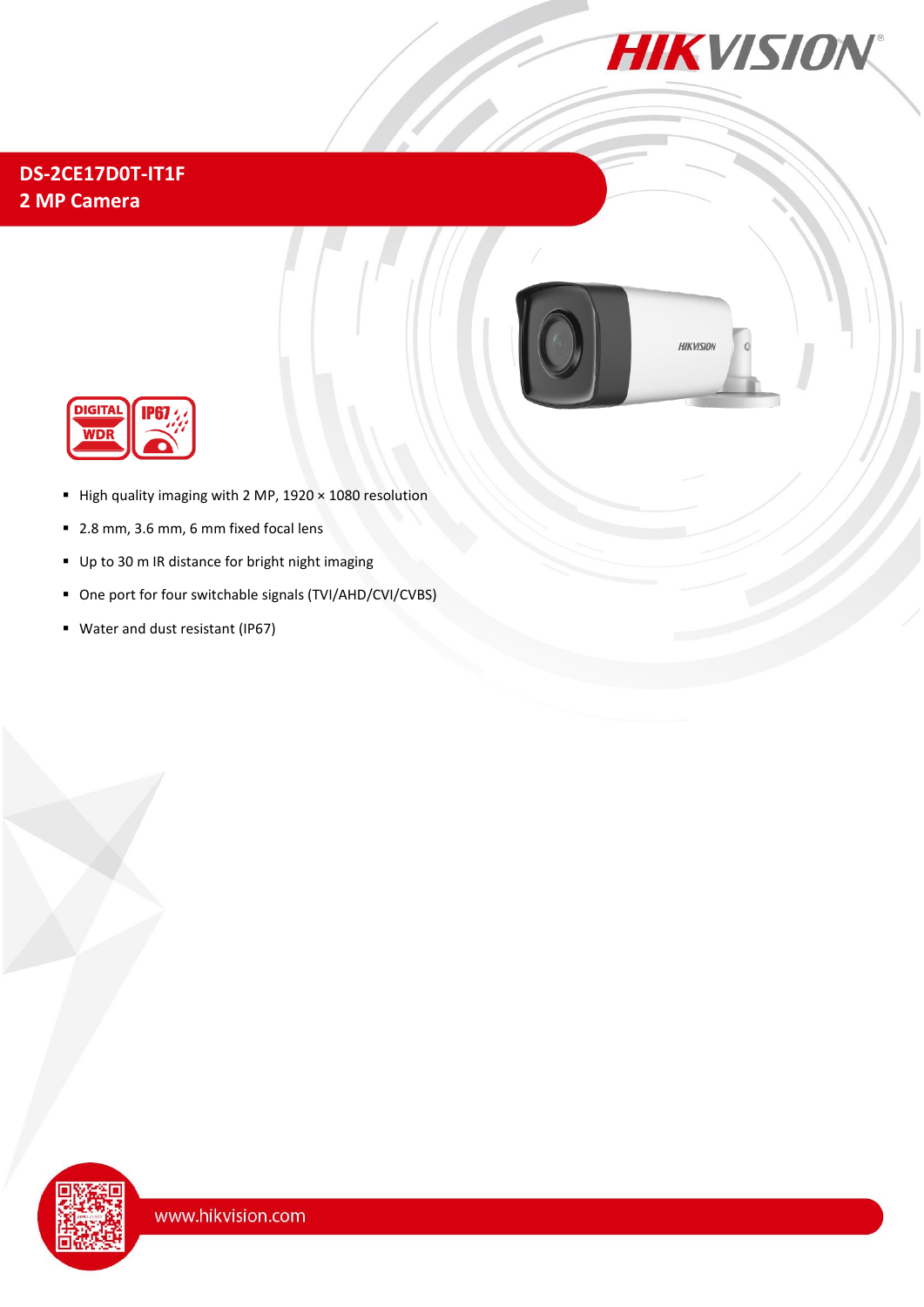# DS-2CE17D0T-IT1F
## 2 MP Camera

- High quality imaging with 2 MP, 1920 × 1080 resolution
- 2.8 mm, 3.6 mm, 6 mm fixed focal lens
- Up to 30 m IR distance for bright night imaging
- One port for four switchable signals (TVI/AHD/CVI/CVBS)
- Water and dust resistant (IP67)

www.hikvision.com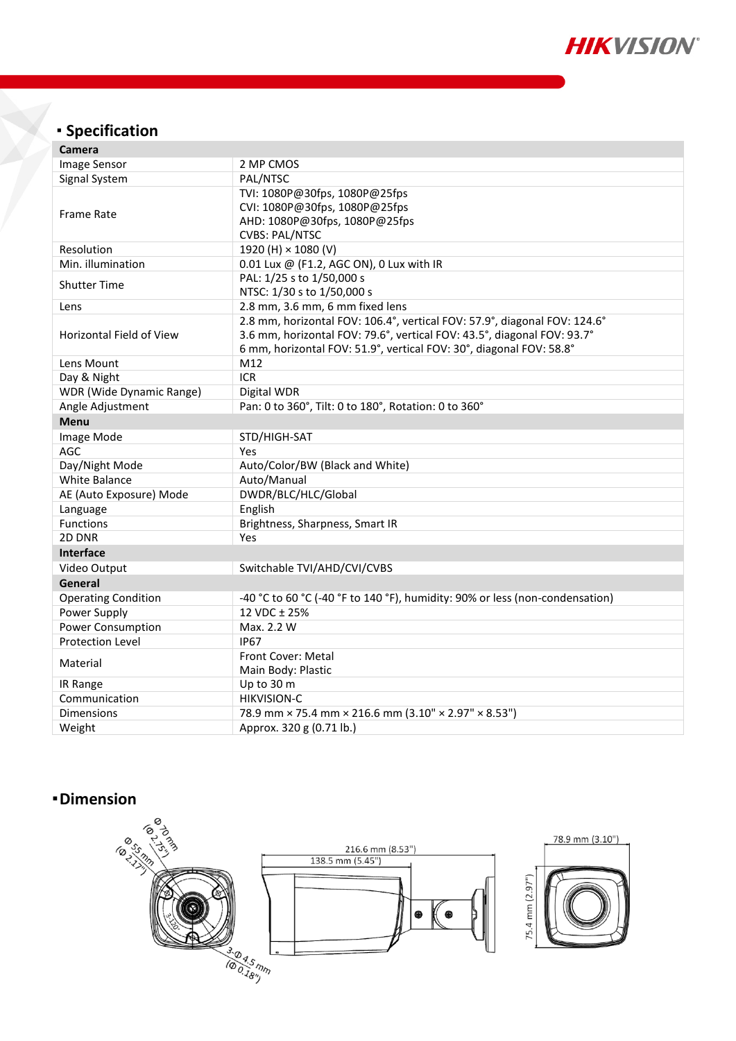## ▪ Specification

| | |
|---|---|
| **Camera** | |
| Image Sensor | 2 MP CMOS |
| Signal System | PAL/NTSC |
| Frame Rate | TVI: 1080P@30fps, 1080P@25fps<br>CVI: 1080P@30fps, 1080P@25fps<br>AHD: 1080P@30fps, 1080P@25fps<br>CVBS: PAL/NTSC |
| Resolution | 1920 (H) × 1080 (V) |
| Min. illumination | 0.01 Lux @ (F1.2, AGC ON), 0 Lux with IR |
| Shutter Time | PAL: 1/25 s to 1/50,000 s<br>NTSC: 1/30 s to 1/50,000 s |
| Lens | 2.8 mm, 3.6 mm, 6 mm fixed lens |
| Horizontal Field of View | 2.8 mm, horizontal FOV: 106.4°, vertical FOV: 57.9°, diagonal FOV: 124.6°<br>3.6 mm, horizontal FOV: 79.6°, vertical FOV: 43.5°, diagonal FOV: 93.7°<br>6 mm, horizontal FOV: 51.9°, vertical FOV: 30°, diagonal FOV: 58.8° |
| Lens Mount | M12 |
| Day & Night | ICR |
| WDR (Wide Dynamic Range) | Digital WDR |
| Angle Adjustment | Pan: 0 to 360°, Tilt: 0 to 180°, Rotation: 0 to 360° |
| **Menu** | |
| Image Mode | STD/HIGH-SAT |
| AGC | Yes |
| Day/Night Mode | Auto/Color/BW (Black and White) |
| White Balance | Auto/Manual |
| AE (Auto Exposure) Mode | DWDR/BLC/HLC/Global |
| Language | English |
| Functions | Brightness, Sharpness, Smart IR |
| 2D DNR | Yes |
| **Interface** | |
| Video Output | Switchable TVI/AHD/CVI/CVBS |
| **General** | |
| Operating Condition | -40 °C to 60 °C (-40 °F to 140 °F), humidity: 90% or less (non-condensation) |
| Power Supply | 12 VDC ± 25% |
| Power Consumption | Max. 2.2 W |
| Protection Level | IP67 |
| Material | Front Cover: Metal<br>Main Body: Plastic |
| IR Range | Up to 30 m |
| Communication | HIKVISION-C |
| Dimensions | 78.9 mm × 75.4 mm × 216.6 mm (3.10" × 2.97" × 8.53") |
| Weight | Approx. 320 g (0.71 lb.) |

## ▪ Dimension

Φ 70 mm (Φ 2.75")
Φ 55 mm (Φ 2.17")
3-120°
3-Φ 4.5 mm (Φ 0.18")
216.6 mm (8.53")
138.5 mm (5.45")
78.9 mm (3.10")
75.4 mm (2.97")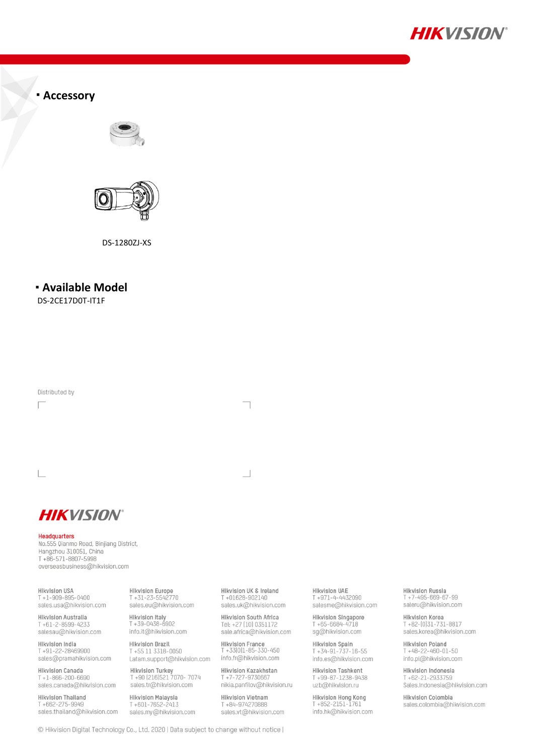## Accessory

DS-1280ZJ-XS

## Available Model

DS-2CE17D0T-IT1F

Distributed by

**HIKVISION**

**Headquarters**
No.555 Qianmo Road, Binjiang District,
Hangzhou 310051, China
T +86-571-8807-5998
overseasbusiness@hikvision.com

**Hikvision USA**
T +1-909-895-0400
sales.usa@hikvision.com

**Hikvision Europe**
T +31-23-5542770
sales.eu@hikvision.com

**Hikvision UK & Ireland**
T +01628-902140
sales.uk@hikvision.com

**Hikvision UAE**
T +971-4-4432090
salesme@hikvision.com

**Hikvision Russia**
T +7-495-669-67-99
saleru@hikvision.com

**Hikvision Australia**
T +61-2-8599-4233
salesau@hikvision.com

**Hikvision Italy**
T +39-0438-6902
info.it@hikvision.com

**Hikvision South Africa**
Tel: +27 (10) 0351172
sale.africa@hikvision.com

**Hikvision Singapore**
T +65-6684-4718
sg@hikvision.com

**Hikvision Korea**
T +82-(0)31-731-8817
sales.korea@hikvision.com

**Hikvision India**
T +91-22-28469900
sales@pramahikvision.com

**Hikvision Brazil**
T +55 11 3318-0050
Latam.support@hikvision.com

**Hikvision France**
T +33(0)1-85-330-450
info.fr@hikvision.com

**Hikvision Spain**
T +34-91-737-16-55
info.es@hikvision.com

**Hikvision Poland**
T +48-22-460-01-50
info.pl@hikvision.com

**Hikvision Canada**
T +1-866-200-6690
sales.canada@hikvision.com

**Hikvision Turkey**
T +90 (216)521 7070- 7074
sales.tr@hikvision.com

**Hikvision Kazakhstan**
T +7-727-9730667
nikia.panfilov@hikvision.ru

**Hikvision Tashkent**
T +99-87-1238-9438
uzb@hikvision.ru

**Hikvision Indonesia**
T +62-21-2933759
Sales.Indonesia@hikvision.com

**Hikvision Thailand**
T +662-275-9949
sales.thailand@hikvision.com

**Hikvision Malaysia**
T +601-7652-2413
sales.my@hikvision.com

**Hikvision Vietnam**
T +84-974270888
sales.vt@hikvision.com

**Hikvision Hong Kong**
T +852-2151-1761
info.hk@hikvision.com

**Hikvision Colombia**
sales.colombia@hikvision.com

© Hikvision Digital Technology Co., Ltd. 2020 | Data subject to change without notice |